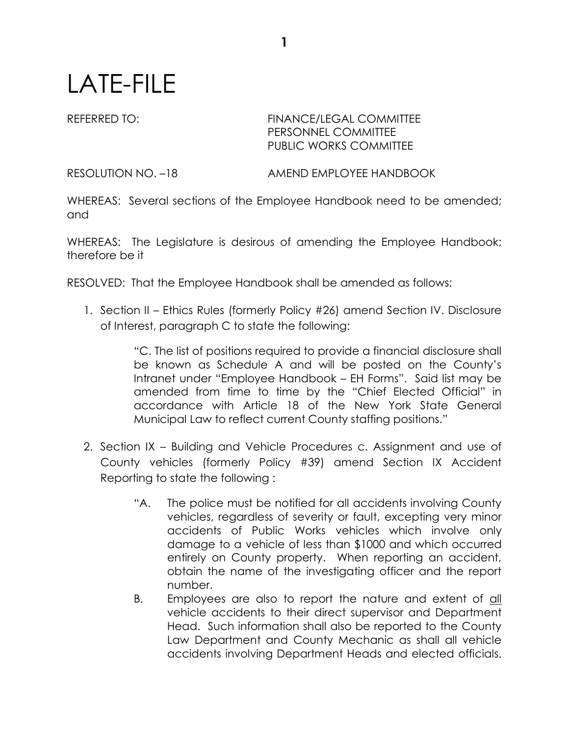# LATE-FILE

REFERRED TO: FINANCE/LEGAL COMMITTEE
PERSONNEL COMMITTEE
PUBLIC WORKS COMMITTEE

RESOLUTION NO. –18 AMEND EMPLOYEE HANDBOOK

WHEREAS: Several sections of the Employee Handbook need to be amended; and

WHEREAS: The Legislature is desirous of amending the Employee Handbook; therefore be it

RESOLVED: That the Employee Handbook shall be amended as follows:

1. Section II – Ethics Rules (formerly Policy #26) amend Section IV. Disclosure of Interest, paragraph C to state the following:

   > "C. The list of positions required to provide a financial disclosure shall be known as Schedule A and will be posted on the County's Intranet under "Employee Handbook – EH Forms". Said list may be amended from time to time by the "Chief Elected Official" in accordance with Article 18 of the New York State General Municipal Law to reflect current County staffing positions."

2. Section IX – Building and Vehicle Procedures c. Assignment and use of County vehicles (formerly Policy #39) amend Section IX Accident Reporting to state the following :

   > "A. The police must be notified for all accidents involving County vehicles, regardless of severity or fault, excepting very minor accidents of Public Works vehicles which involve only damage to a vehicle of less than $1000 and which occurred entirely on County property. When reporting an accident, obtain the name of the investigating officer and the report number.
   >
   > B. Employees are also to report the nature and extent of <u>all</u> vehicle accidents to their direct supervisor and Department Head. Such information shall also be reported to the County Law Department and County Mechanic as shall all vehicle accidents involving Department Heads and elected officials.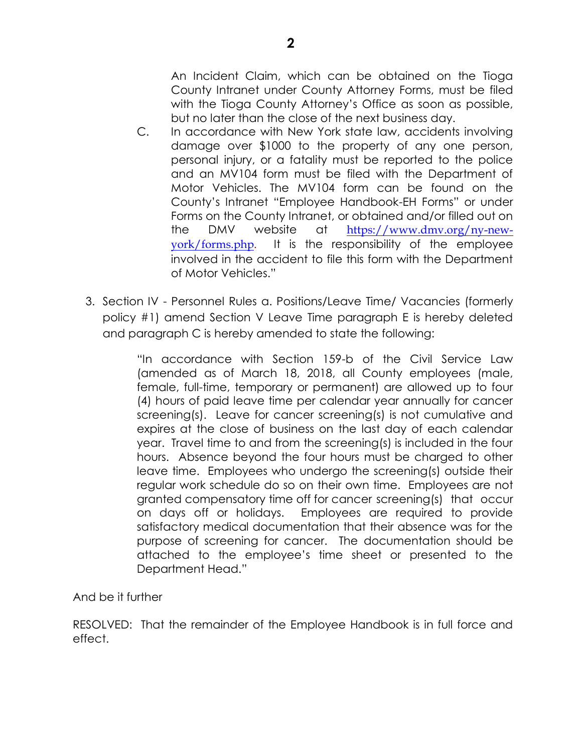An Incident Claim, which can be obtained on the Tioga County Intranet under County Attorney Forms, must be filed with the Tioga County Attorney's Office as soon as possible, but no later than the close of the next business day.

C. In accordance with New York state law, accidents involving damage over $1000 to the property of any one person, personal injury, or a fatality must be reported to the police and an MV104 form must be filed with the Department of Motor Vehicles. The MV104 form can be found on the County's Intranet "Employee Handbook-EH Forms" or under Forms on the County Intranet, or obtained and/or filled out on the DMV website at https://www.dmv.org/ny-new-york/forms.php. It is the responsibility of the employee involved in the accident to file this form with the Department of Motor Vehicles."

3. Section IV - Personnel Rules a. Positions/Leave Time/ Vacancies (formerly policy #1) amend Section V Leave Time paragraph E is hereby deleted and paragraph C is hereby amended to state the following:

> "In accordance with Section 159-b of the Civil Service Law (amended as of March 18, 2018, all County employees (male, female, full-time, temporary or permanent) are allowed up to four (4) hours of paid leave time per calendar year annually for cancer screening(s). Leave for cancer screening(s) is not cumulative and expires at the close of business on the last day of each calendar year. Travel time to and from the screening(s) is included in the four hours. Absence beyond the four hours must be charged to other leave time. Employees who undergo the screening(s) outside their regular work schedule do so on their own time. Employees are not granted compensatory time off for cancer screening(s) that occur on days off or holidays. Employees are required to provide satisfactory medical documentation that their absence was for the purpose of screening for cancer. The documentation should be attached to the employee's time sheet or presented to the Department Head."

And be it further

RESOLVED: That the remainder of the Employee Handbook is in full force and effect.